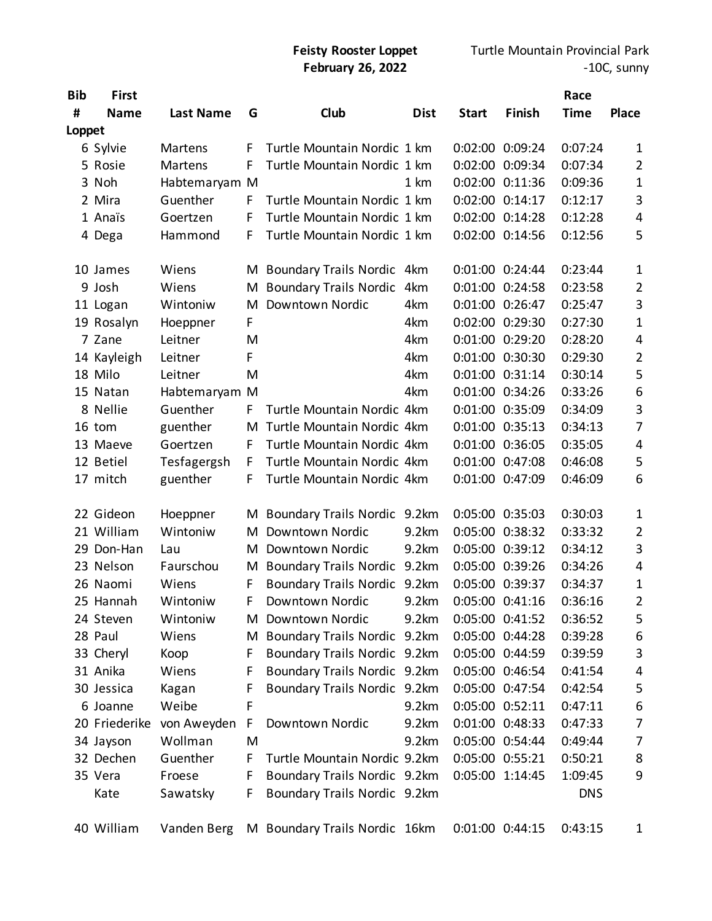**Feisty Rooster Loppet**
**February 26, 2022**

Turtle Mountain Provincial Park
-10C, sunny

| Bib # | First Name | Last Name | G | Club | Dist | Start | Finish | Race Time | Place |
|---|---|---|---|---|---|---|---|---|---|
| **Loppet** | | | | | | | | | |
| 6 | Sylvie | Martens | F | Turtle Mountain Nordic | 1 km | 0:02:00 | 0:09:24 | 0:07:24 | 1 |
| 5 | Rosie | Martens | F | Turtle Mountain Nordic | 1 km | 0:02:00 | 0:09:34 | 0:07:34 | 2 |
| 3 | Noh | Habtemaryam | M | | 1 km | 0:02:00 | 0:11:36 | 0:09:36 | 1 |
| 2 | Mira | Guenther | F | Turtle Mountain Nordic | 1 km | 0:02:00 | 0:14:17 | 0:12:17 | 3 |
| 1 | Anaïs | Goertzen | F | Turtle Mountain Nordic | 1 km | 0:02:00 | 0:14:28 | 0:12:28 | 4 |
| 4 | Dega | Hammond | F | Turtle Mountain Nordic | 1 km | 0:02:00 | 0:14:56 | 0:12:56 | 5 |
| | | | | | | | | | |
| 10 | James | Wiens | M | Boundary Trails Nordic | 4km | 0:01:00 | 0:24:44 | 0:23:44 | 1 |
| 9 | Josh | Wiens | M | Boundary Trails Nordic | 4km | 0:01:00 | 0:24:58 | 0:23:58 | 2 |
| 11 | Logan | Wintoniw | M | Downtown Nordic | 4km | 0:01:00 | 0:26:47 | 0:25:47 | 3 |
| 19 | Rosalyn | Hoeppner | F | | 4km | 0:02:00 | 0:29:30 | 0:27:30 | 1 |
| 7 | Zane | Leitner | M | | 4km | 0:01:00 | 0:29:20 | 0:28:20 | 4 |
| 14 | Kayleigh | Leitner | F | | 4km | 0:01:00 | 0:30:30 | 0:29:30 | 2 |
| 18 | Milo | Leitner | M | | 4km | 0:01:00 | 0:31:14 | 0:30:14 | 5 |
| 15 | Natan | Habtemaryam | M | | 4km | 0:01:00 | 0:34:26 | 0:33:26 | 6 |
| 8 | Nellie | Guenther | F | Turtle Mountain Nordic | 4km | 0:01:00 | 0:35:09 | 0:34:09 | 3 |
| 16 | tom | guenther | M | Turtle Mountain Nordic | 4km | 0:01:00 | 0:35:13 | 0:34:13 | 7 |
| 13 | Maeve | Goertzen | F | Turtle Mountain Nordic | 4km | 0:01:00 | 0:36:05 | 0:35:05 | 4 |
| 12 | Betiel | Tesfagergsh | F | Turtle Mountain Nordic | 4km | 0:01:00 | 0:47:08 | 0:46:08 | 5 |
| 17 | mitch | guenther | F | Turtle Mountain Nordic | 4km | 0:01:00 | 0:47:09 | 0:46:09 | 6 |
| | | | | | | | | | |
| 22 | Gideon | Hoeppner | M | Boundary Trails Nordic | 9.2km | 0:05:00 | 0:35:03 | 0:30:03 | 1 |
| 21 | William | Wintoniw | M | Downtown Nordic | 9.2km | 0:05:00 | 0:38:32 | 0:33:32 | 2 |
| 29 | Don-Han | Lau | M | Downtown Nordic | 9.2km | 0:05:00 | 0:39:12 | 0:34:12 | 3 |
| 23 | Nelson | Faurschou | M | Boundary Trails Nordic | 9.2km | 0:05:00 | 0:39:26 | 0:34:26 | 4 |
| 26 | Naomi | Wiens | F | Boundary Trails Nordic | 9.2km | 0:05:00 | 0:39:37 | 0:34:37 | 1 |
| 25 | Hannah | Wintoniw | F | Downtown Nordic | 9.2km | 0:05:00 | 0:41:16 | 0:36:16 | 2 |
| 24 | Steven | Wintoniw | M | Downtown Nordic | 9.2km | 0:05:00 | 0:41:52 | 0:36:52 | 5 |
| 28 | Paul | Wiens | M | Boundary Trails Nordic | 9.2km | 0:05:00 | 0:44:28 | 0:39:28 | 6 |
| 33 | Cheryl | Koop | F | Boundary Trails Nordic | 9.2km | 0:05:00 | 0:44:59 | 0:39:59 | 3 |
| 31 | Anika | Wiens | F | Boundary Trails Nordic | 9.2km | 0:05:00 | 0:46:54 | 0:41:54 | 4 |
| 30 | Jessica | Kagan | F | Boundary Trails Nordic | 9.2km | 0:05:00 | 0:47:54 | 0:42:54 | 5 |
| 6 | Joanne | Weibe | F | | 9.2km | 0:05:00 | 0:52:11 | 0:47:11 | 6 |
| 20 | Friederike | von Aweyden | F | Downtown Nordic | 9.2km | 0:01:00 | 0:48:33 | 0:47:33 | 7 |
| 34 | Jayson | Wollman | M | | 9.2km | 0:05:00 | 0:54:44 | 0:49:44 | 7 |
| 32 | Dechen | Guenther | F | Turtle Mountain Nordic | 9.2km | 0:05:00 | 0:55:21 | 0:50:21 | 8 |
| 35 | Vera | Froese | F | Boundary Trails Nordic | 9.2km | 0:05:00 | 1:14:45 | 1:09:45 | 9 |
| | Kate | Sawatsky | F | Boundary Trails Nordic | 9.2km | | | DNS | |
| | | | | | | | | | |
| 40 | William | Vanden Berg | M | Boundary Trails Nordic | 16km | 0:01:00 | 0:44:15 | 0:43:15 | 1 |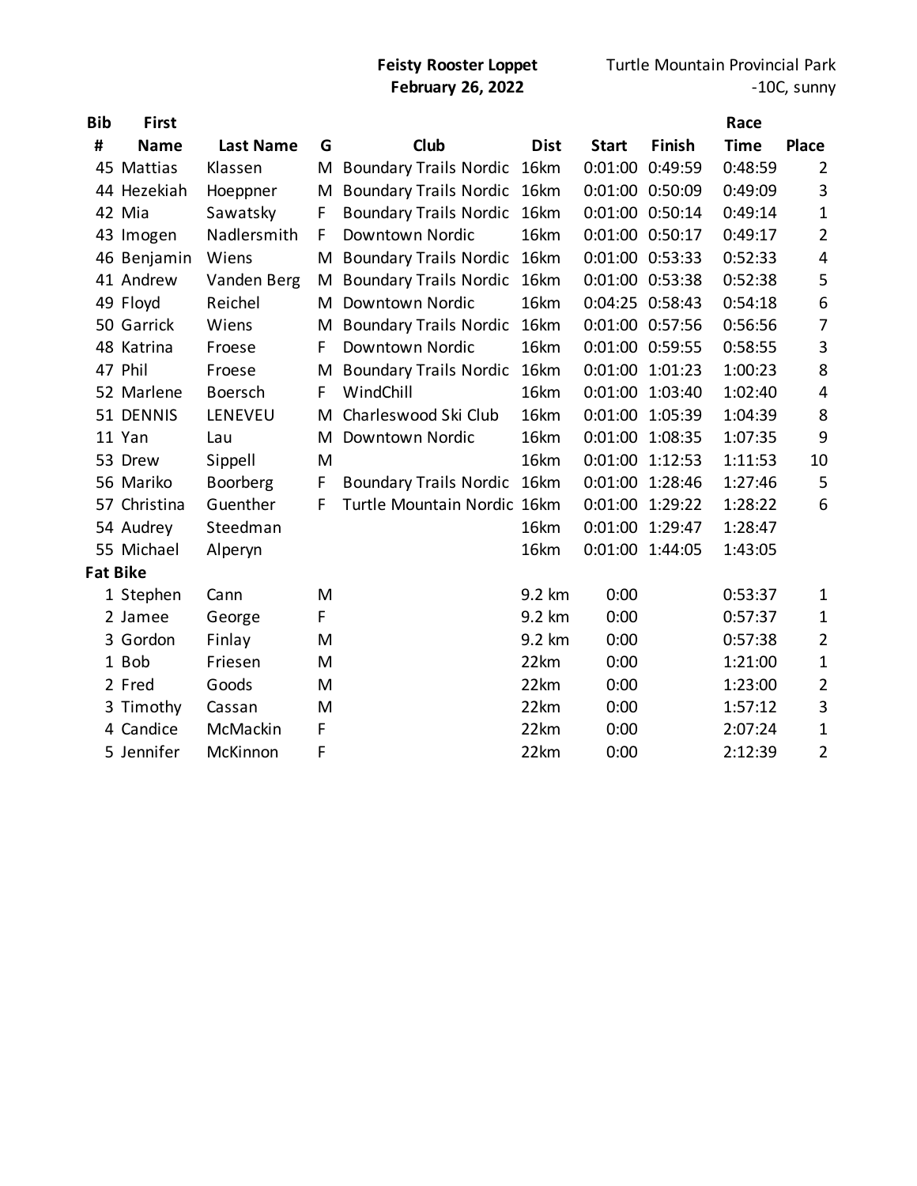**Feisty Rooster Loppet**
**February 26, 2022**

Turtle Mountain Provincial Park
-10C, sunny

| Bib # | First Name | Last Name | G | Club | Dist | Start | Finish | Race Time | Place |
|---|---|---|---|---|---|---|---|---|---|
| 45 | Mattias | Klassen | M | Boundary Trails Nordic | 16km | 0:01:00 | 0:49:59 | 0:48:59 | 2 |
| 44 | Hezekiah | Hoeppner | M | Boundary Trails Nordic | 16km | 0:01:00 | 0:50:09 | 0:49:09 | 3 |
| 42 | Mia | Sawatsky | F | Boundary Trails Nordic | 16km | 0:01:00 | 0:50:14 | 0:49:14 | 1 |
| 43 | Imogen | Nadlersmith | F | Downtown Nordic | 16km | 0:01:00 | 0:50:17 | 0:49:17 | 2 |
| 46 | Benjamin | Wiens | M | Boundary Trails Nordic | 16km | 0:01:00 | 0:53:33 | 0:52:33 | 4 |
| 41 | Andrew | Vanden Berg | M | Boundary Trails Nordic | 16km | 0:01:00 | 0:53:38 | 0:52:38 | 5 |
| 49 | Floyd | Reichel | M | Downtown Nordic | 16km | 0:04:25 | 0:58:43 | 0:54:18 | 6 |
| 50 | Garrick | Wiens | M | Boundary Trails Nordic | 16km | 0:01:00 | 0:57:56 | 0:56:56 | 7 |
| 48 | Katrina | Froese | F | Downtown Nordic | 16km | 0:01:00 | 0:59:55 | 0:58:55 | 3 |
| 47 | Phil | Froese | M | Boundary Trails Nordic | 16km | 0:01:00 | 1:01:23 | 1:00:23 | 8 |
| 52 | Marlene | Boersch | F | WindChill | 16km | 0:01:00 | 1:03:40 | 1:02:40 | 4 |
| 51 | DENNIS | LENEVEU | M | Charleswood Ski Club | 16km | 0:01:00 | 1:05:39 | 1:04:39 | 8 |
| 11 | Yan | Lau | M | Downtown Nordic | 16km | 0:01:00 | 1:08:35 | 1:07:35 | 9 |
| 53 | Drew | Sippell | M | | 16km | 0:01:00 | 1:12:53 | 1:11:53 | 10 |
| 56 | Mariko | Boorberg | F | Boundary Trails Nordic | 16km | 0:01:00 | 1:28:46 | 1:27:46 | 5 |
| 57 | Christina | Guenther | F | Turtle Mountain Nordic | 16km | 0:01:00 | 1:29:22 | 1:28:22 | 6 |
| 54 | Audrey | Steedman | | | 16km | 0:01:00 | 1:29:47 | 1:28:47 | |
| 55 | Michael | Alperyn | | | 16km | 0:01:00 | 1:44:05 | 1:43:05 | |
| **Fat Bike** | | | | | | | | | |
| 1 | Stephen | Cann | M | | 9.2 km | 0:00 | | 0:53:37 | 1 |
| 2 | Jamee | George | F | | 9.2 km | 0:00 | | 0:57:37 | 1 |
| 3 | Gordon | Finlay | M | | 9.2 km | 0:00 | | 0:57:38 | 2 |
| 1 | Bob | Friesen | M | | 22km | 0:00 | | 1:21:00 | 1 |
| 2 | Fred | Goods | M | | 22km | 0:00 | | 1:23:00 | 2 |
| 3 | Timothy | Cassan | M | | 22km | 0:00 | | 1:57:12 | 3 |
| 4 | Candice | McMackin | F | | 22km | 0:00 | | 2:07:24 | 1 |
| 5 | Jennifer | McKinnon | F | | 22km | 0:00 | | 2:12:39 | 2 |